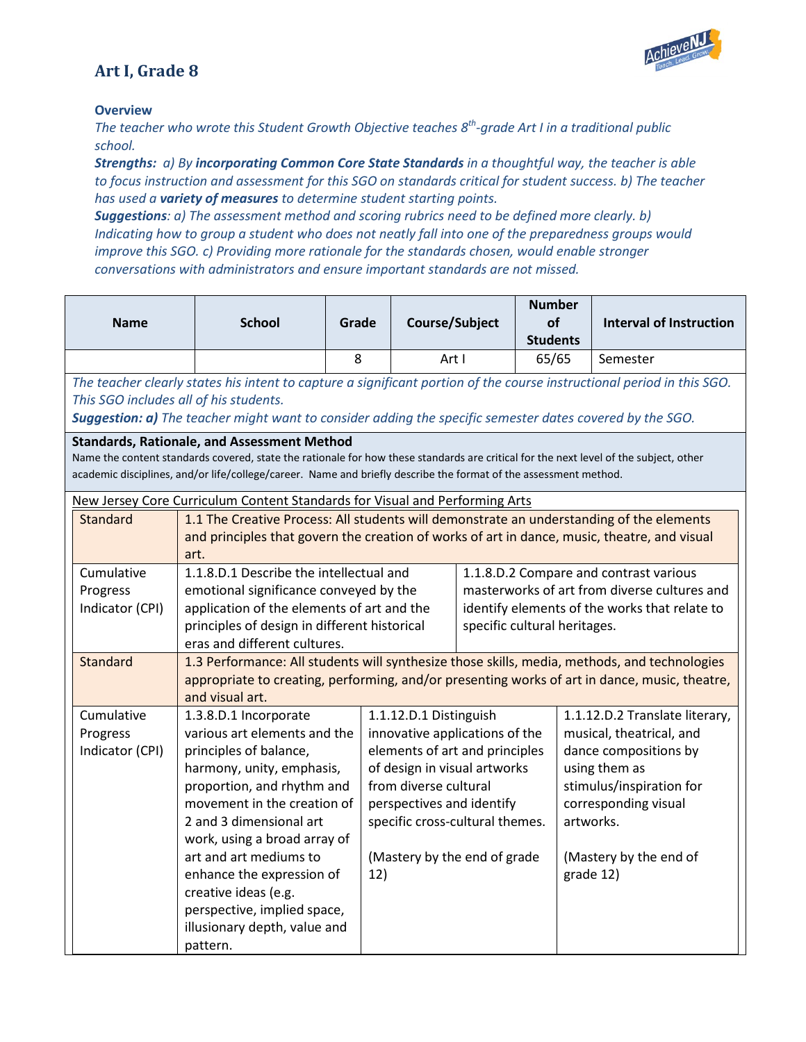# Art I, Grade 8

**Overview**

*The teacher who wrote this Student Growth Objective teaches 8th-grade Art I in a traditional public school.*

***Strengths:*** *a) By* ***incorporating Common Core State Standards*** *in a thoughtful way, the teacher is able to focus instruction and assessment for this SGO on standards critical for student success. b) The teacher has used a* ***variety of measures*** *to determine student starting points.*

***Suggestions****: a) The assessment method and scoring rubrics need to be defined more clearly. b) Indicating how to group a student who does not neatly fall into one of the preparedness groups would improve this SGO. c) Providing more rationale for the standards chosen, would enable stronger conversations with administrators and ensure important standards are not missed.*

| Name | School | Grade | Course/Subject | Number of Students | Interval of Instruction |
|---|---|---|---|---|---|
| | | 8 | Art I | 65/65 | Semester |

*The teacher clearly states his intent to capture a significant portion of the course instructional period in this SGO. This SGO includes all of his students.*

***Suggestion: a)*** *The teacher might want to consider adding the specific semester dates covered by the SGO.*

**Standards, Rationale, and Assessment Method**

Name the content standards covered, state the rationale for how these standards are critical for the next level of the subject, other academic disciplines, and/or life/college/career. Name and briefly describe the format of the assessment method.

New Jersey Core Curriculum Content Standards for Visual and Performing Arts

| Standard | 1.1 The Creative Process: All students will demonstrate an understanding of the elements and principles that govern the creation of works of art in dance, music, theatre, and visual art. | |
|---|---|---|
| Cumulative Progress Indicator (CPI) | 1.1.8.D.1 Describe the intellectual and emotional significance conveyed by the application of the elements of art and the principles of design in different historical eras and different cultures. | 1.1.8.D.2 Compare and contrast various masterworks of art from diverse cultures and identify elements of the works that relate to specific cultural heritages. |

| Standard | 1.3 Performance: All students will synthesize those skills, media, methods, and technologies appropriate to creating, performing, and/or presenting works of art in dance, music, theatre, and visual art. | | |
|---|---|---|---|
| Cumulative Progress Indicator (CPI) | 1.3.8.D.1 Incorporate various art elements and the principles of balance, harmony, unity, emphasis, proportion, and rhythm and movement in the creation of 2 and 3 dimensional art work, using a broad array of art and art mediums to enhance the expression of creative ideas (e.g. perspective, implied space, illusionary depth, value and pattern. | 1.1.12.D.1 Distinguish innovative applications of the elements of art and principles of design in visual artworks from diverse cultural perspectives and identify specific cross-cultural themes.<br><br>(Mastery by the end of grade 12) | 1.1.12.D.2 Translate literary, musical, theatrical, and dance compositions by using them as stimulus/inspiration for corresponding visual artworks.<br><br>(Mastery by the end of grade 12) |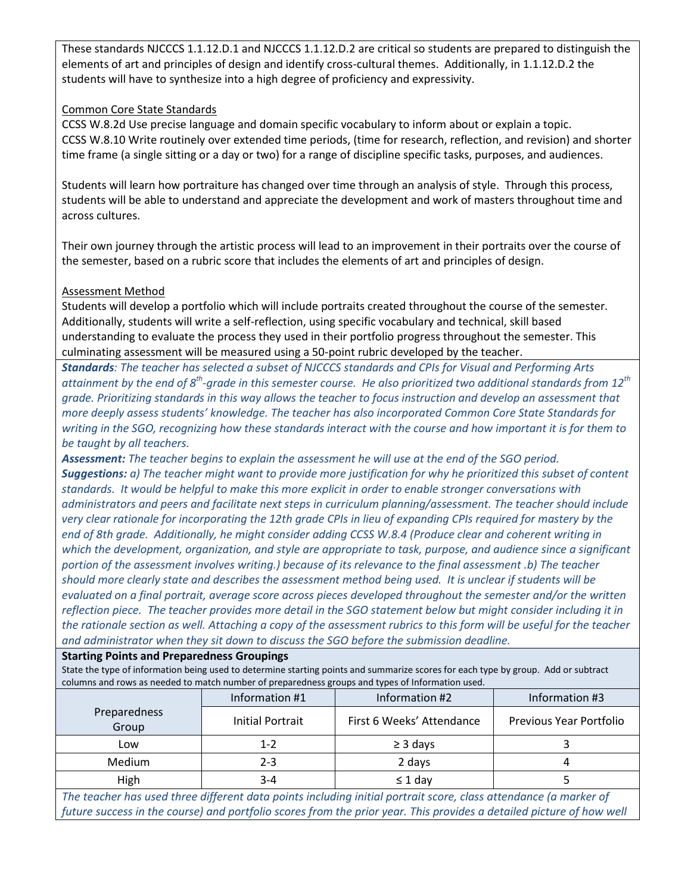These standards NJCCCS 1.1.12.D.1 and NJCCCS 1.1.12.D.2 are critical so students are prepared to distinguish the elements of art and principles of design and identify cross-cultural themes. Additionally, in 1.1.12.D.2 the students will have to synthesize into a high degree of proficiency and expressivity.

Common Core State Standards

CCSS W.8.2d Use precise language and domain specific vocabulary to inform about or explain a topic.
CCSS W.8.10 Write routinely over extended time periods, (time for research, reflection, and revision) and shorter time frame (a single sitting or a day or two) for a range of discipline specific tasks, purposes, and audiences.

Students will learn how portraiture has changed over time through an analysis of style. Through this process, students will be able to understand and appreciate the development and work of masters throughout time and across cultures.

Their own journey through the artistic process will lead to an improvement in their portraits over the course of the semester, based on a rubric score that includes the elements of art and principles of design.

Assessment Method

Students will develop a portfolio which will include portraits created throughout the course of the semester. Additionally, students will write a self-reflection, using specific vocabulary and technical, skill based understanding to evaluate the process they used in their portfolio progress throughout the semester. This culminating assessment will be measured using a 50-point rubric developed by the teacher.

***Standards**: The teacher has selected a subset of NJCCCS standards and CPIs for Visual and Performing Arts attainment by the end of 8th-grade in this semester course. He also prioritized two additional standards from 12th grade. Prioritizing standards in this way allows the teacher to focus instruction and develop an assessment that more deeply assess students' knowledge. The teacher has also incorporated Common Core State Standards for writing in the SGO, recognizing how these standards interact with the course and how important it is for them to be taught by all teachers.*

***Assessment:** The teacher begins to explain the assessment he will use at the end of the SGO period.*

***Suggestions:** a) The teacher might want to provide more justification for why he prioritized this subset of content standards. It would be helpful to make this more explicit in order to enable stronger conversations with administrators and peers and facilitate next steps in curriculum planning/assessment. The teacher should include very clear rationale for incorporating the 12th grade CPIs in lieu of expanding CPIs required for mastery by the end of 8th grade. Additionally, he might consider adding CCSS W.8.4 (Produce clear and coherent writing in which the development, organization, and style are appropriate to task, purpose, and audience since a significant portion of the assessment involves writing.) because of its relevance to the final assessment .b) The teacher should more clearly state and describes the assessment method being used. It is unclear if students will be evaluated on a final portrait, average score across pieces developed throughout the semester and/or the written reflection piece. The teacher provides more detail in the SGO statement below but might consider including it in the rationale section as well. Attaching a copy of the assessment rubrics to this form will be useful for the teacher and administrator when they sit down to discuss the SGO before the submission deadline.*

**Starting Points and Preparedness Groupings**

State the type of information being used to determine starting points and summarize scores for each type by group. Add or subtract columns and rows as needed to match number of preparedness groups and types of Information used.

| Preparedness Group | Information #1 | Information #2 | Information #3 |
|---|---|---|---|
| | Initial Portrait | First 6 Weeks' Attendance | Previous Year Portfolio |
| Low | 1-2 | ≥ 3 days | 3 |
| Medium | 2-3 | 2 days | 4 |
| High | 3-4 | ≤ 1 day | 5 |

*The teacher has used three different data points including initial portrait score, class attendance (a marker of future success in the course) and portfolio scores from the prior year. This provides a detailed picture of how well*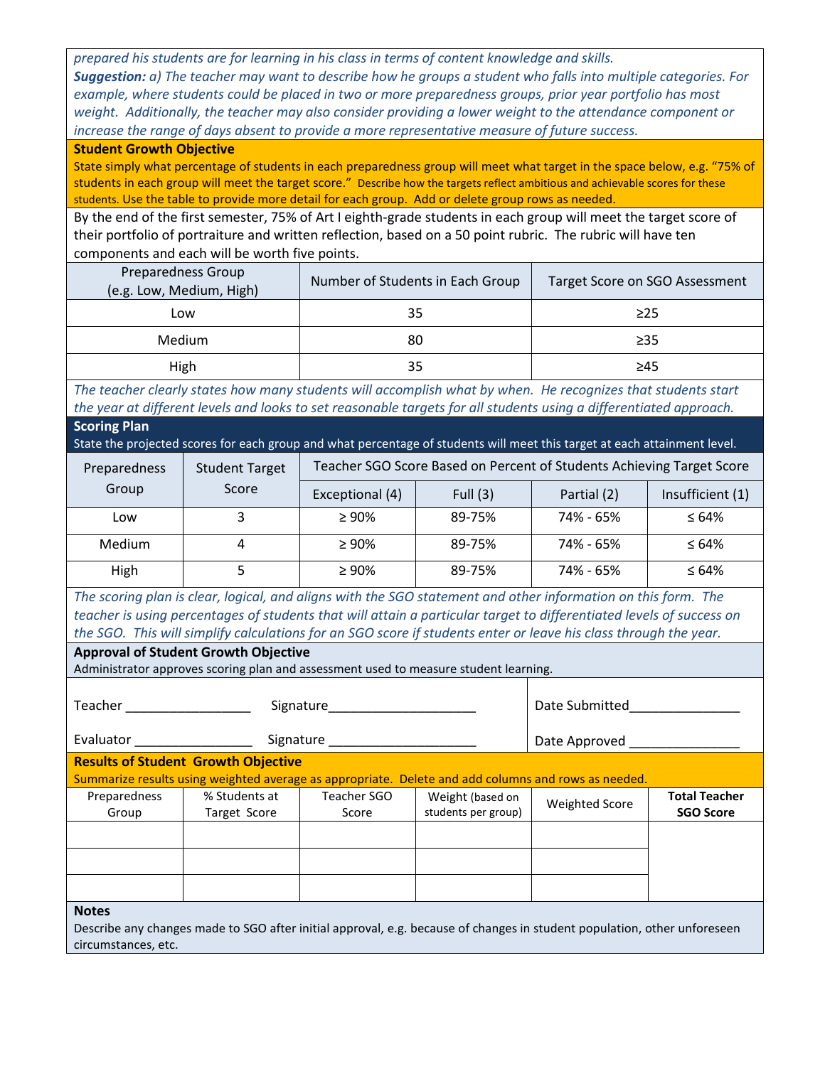*prepared his students are for learning in his class in terms of content knowledge and skills.*
***Suggestion:*** *a) The teacher may want to describe how he groups a student who falls into multiple categories. For example, where students could be placed in two or more preparedness groups, prior year portfolio has most weight. Additionally, the teacher may also consider providing a lower weight to the attendance component or increase the range of days absent to provide a more representative measure of future success.*

**Student Growth Objective**

State simply what percentage of students in each preparedness group will meet what target in the space below, e.g. "75% of students in each group will meet the target score." Describe how the targets reflect ambitious and achievable scores for these students. Use the table to provide more detail for each group. Add or delete group rows as needed.

By the end of the first semester, 75% of Art I eighth-grade students in each group will meet the target score of their portfolio of portraiture and written reflection, based on a 50 point rubric. The rubric will have ten components and each will be worth five points.

| Preparedness Group (e.g. Low, Medium, High) | Number of Students in Each Group | Target Score on SGO Assessment |
|---|---|---|
| Low | 35 | ≥25 |
| Medium | 80 | ≥35 |
| High | 35 | ≥45 |

*The teacher clearly states how many students will accomplish what by when. He recognizes that students start the year at different levels and looks to set reasonable targets for all students using a differentiated approach.*

**Scoring Plan**

State the projected scores for each group and what percentage of students will meet this target at each attainment level.

| Preparedness Group | Student Target Score | Teacher SGO Score Based on Percent of Students Achieving Target Score | | | |
|---|---|---|---|---|---|
| | | Exceptional (4) | Full (3) | Partial (2) | Insufficient (1) |
| Low | 3 | ≥ 90% | 89-75% | 74% - 65% | ≤ 64% |
| Medium | 4 | ≥ 90% | 89-75% | 74% - 65% | ≤ 64% |
| High | 5 | ≥ 90% | 89-75% | 74% - 65% | ≤ 64% |

*The scoring plan is clear, logical, and aligns with the SGO statement and other information on this form. The teacher is using percentages of students that will attain a particular target to differentiated levels of success on the SGO. This will simplify calculations for an SGO score if students enter or leave his class through the year.*

**Approval of Student Growth Objective**

Administrator approves scoring plan and assessment used to measure student learning.

Teacher _________________ Signature____________________ Date Submitted_______________

Evaluator ________________ Signature ____________________ Date Approved _______________

**Results of Student Growth Objective**

Summarize results using weighted average as appropriate. Delete and add columns and rows as needed.

| Preparedness Group | % Students at Target Score | Teacher SGO Score | Weight (based on students per group) | Weighted Score | **Total Teacher SGO Score** |
|---|---|---|---|---|---|
| | | | | | |
| | | | | | |
| | | | | | |

**Notes**

Describe any changes made to SGO after initial approval, e.g. because of changes in student population, other unforeseen circumstances, etc.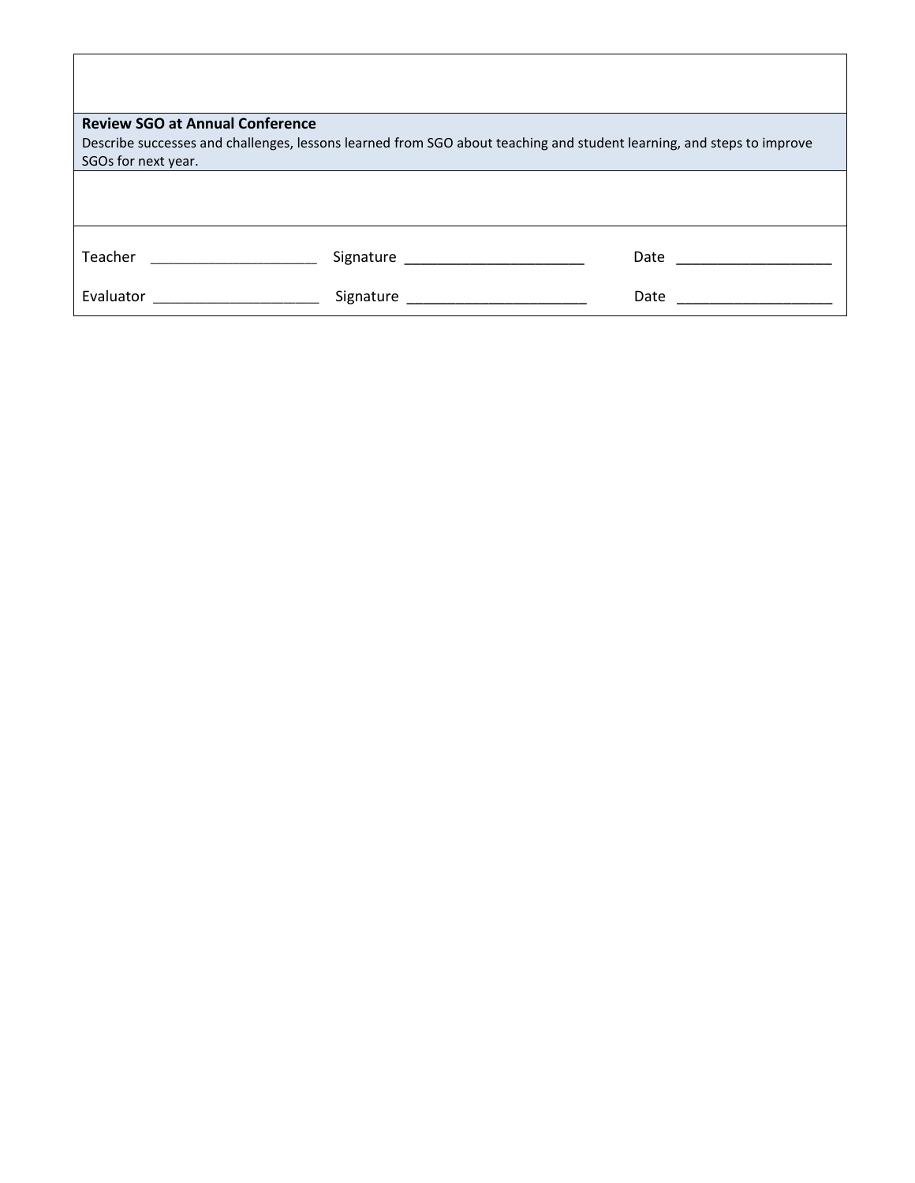**Review SGO at Annual Conference**

Describe successes and challenges, lessons learned from SGO about teaching and student learning, and steps to improve SGOs for next year.

Teacher ____________________ Signature ______________________ Date ___________________

Evaluator ____________________ Signature ______________________ Date ___________________